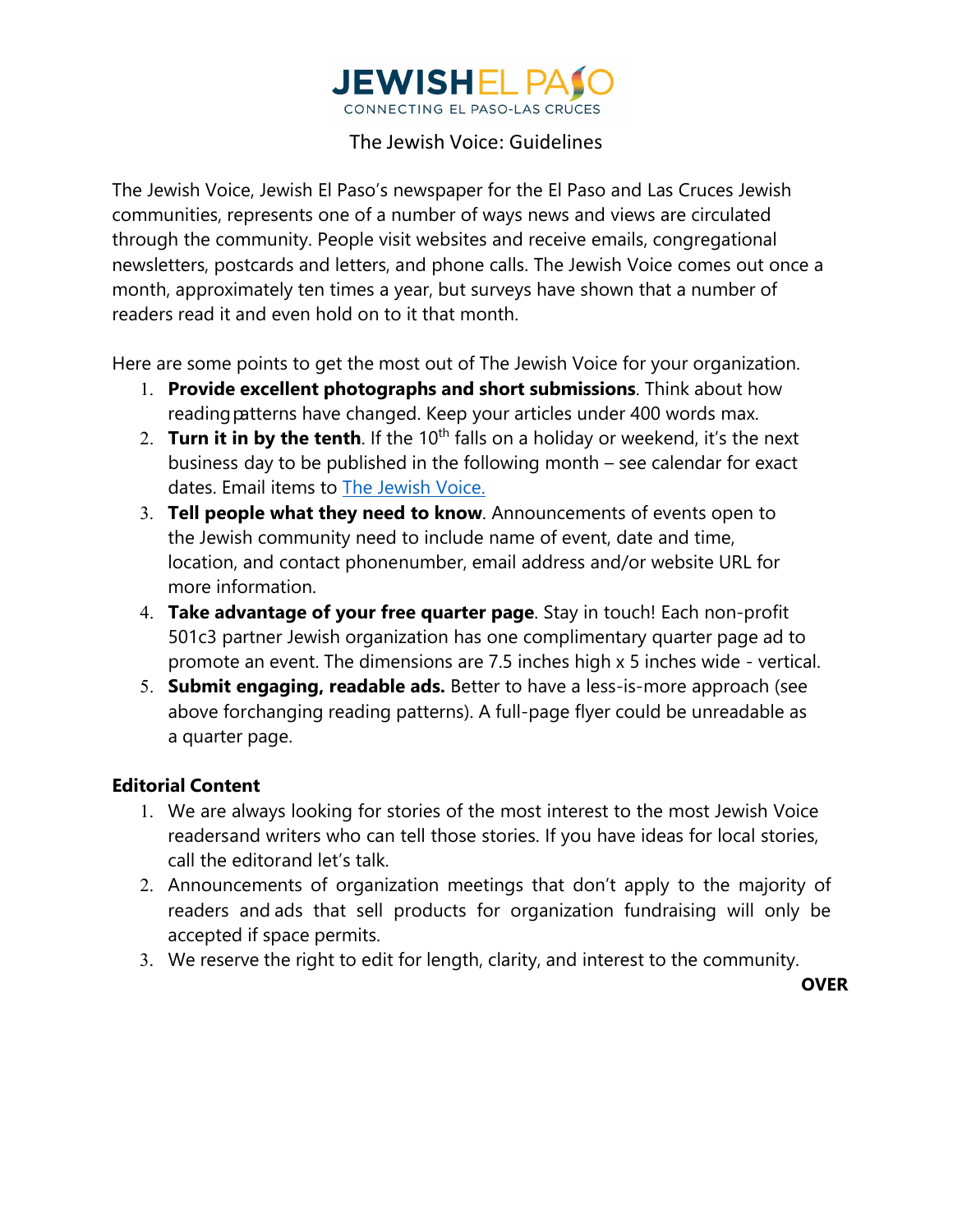# JEWISH EL PASO

CONNECTING EL PASO-LAS CRUCES

## The Jewish Voice: Guidelines

The Jewish Voice, Jewish El Paso's newspaper for the El Paso and Las Cruces Jewish communities, represents one of a number of ways news and views are circulated through the community. People visit websites and receive emails, congregational newsletters, postcards and letters, and phone calls. The Jewish Voice comes out once a month, approximately ten times a year, but surveys have shown that a number of readers read it and even hold on to it that month.

Here are some points to get the most out of The Jewish Voice for your organization.

1. **Provide excellent photographs and short submissions**. Think about how reading patterns have changed. Keep your articles under 400 words max.
2. **Turn it in by the tenth**. If the 10th falls on a holiday or weekend, it's the next business day to be published in the following month – see calendar for exact dates. Email items to [The Jewish Voice.]()
3. **Tell people what they need to know**. Announcements of events open to the Jewish community need to include name of event, date and time, location, and contact phonenumber, email address and/or website URL for more information.
4. **Take advantage of your free quarter page**. Stay in touch! Each non-profit 501c3 partner Jewish organization has one complimentary quarter page ad to promote an event. The dimensions are 7.5 inches high x 5 inches wide - vertical.
5. **Submit engaging, readable ads.** Better to have a less-is-more approach (see above forchanging reading patterns). A full-page flyer could be unreadable as a quarter page.

### Editorial Content

1. We are always looking for stories of the most interest to the most Jewish Voice readersand writers who can tell those stories. If you have ideas for local stories, call the editorand let's talk.
2. Announcements of organization meetings that don't apply to the majority of readers and ads that sell products for organization fundraising will only be accepted if space permits.
3. We reserve the right to edit for length, clarity, and interest to the community.

**OVER**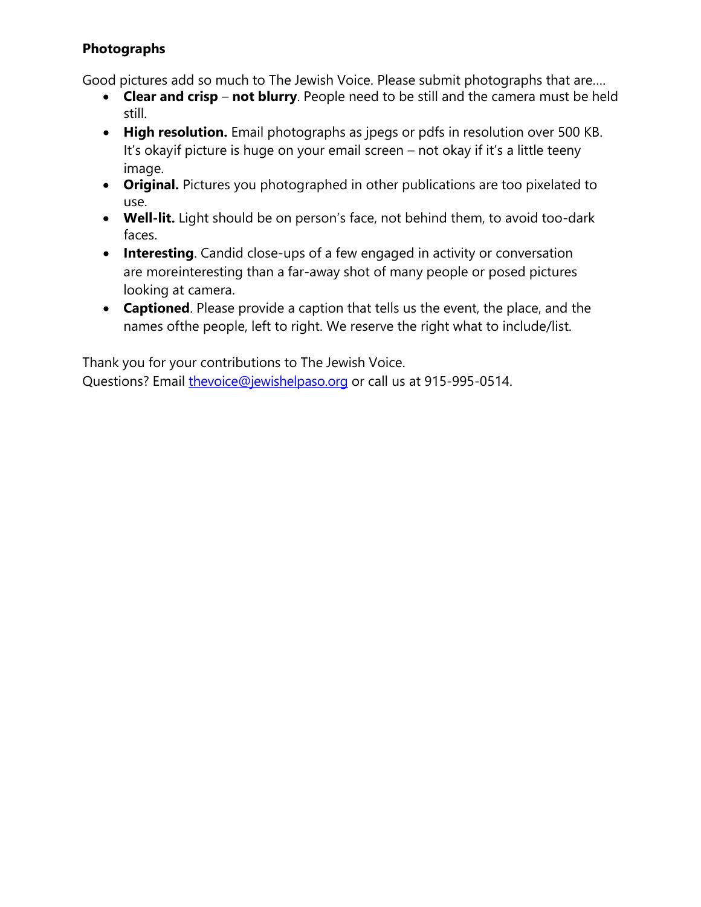**Photographs**

Good pictures add so much to The Jewish Voice. Please submit photographs that are….

- **Clear and crisp** – **not blurry**. People need to be still and the camera must be held still.
- **High resolution.** Email photographs as jpegs or pdfs in resolution over 500 KB. It's okayif picture is huge on your email screen – not okay if it's a little teeny image.
- **Original.** Pictures you photographed in other publications are too pixelated to use.
- **Well-lit.** Light should be on person's face, not behind them, to avoid too-dark faces.
- **Interesting**. Candid close-ups of a few engaged in activity or conversation are moreinteresting than a far-away shot of many people or posed pictures looking at camera.
- **Captioned**. Please provide a caption that tells us the event, the place, and the names ofthe people, left to right. We reserve the right what to include/list.

Thank you for your contributions to The Jewish Voice.
Questions? Email thevoice@jewishelpaso.org or call us at 915-995-0514.